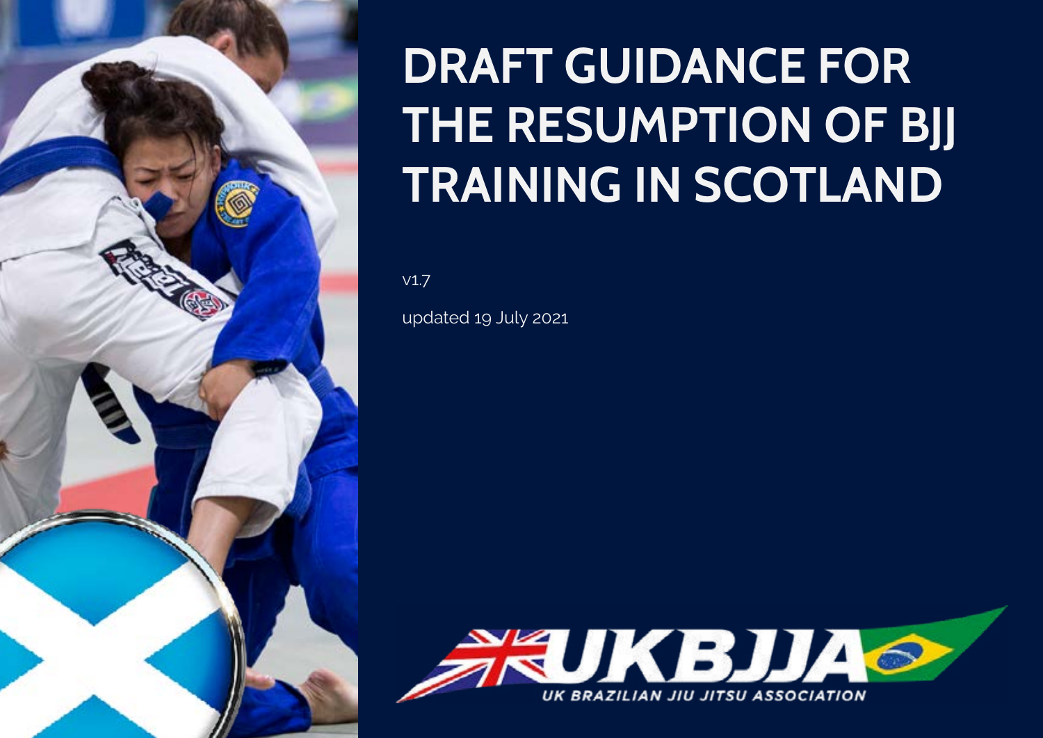# DRAFT GUIDANCE FOR THE RESUMPTION OF BJJ TRAINING IN SCOTLAND

v1.7

updated 19 July 2021

UK BRAZILIAN JIU JITSU ASSOCIATION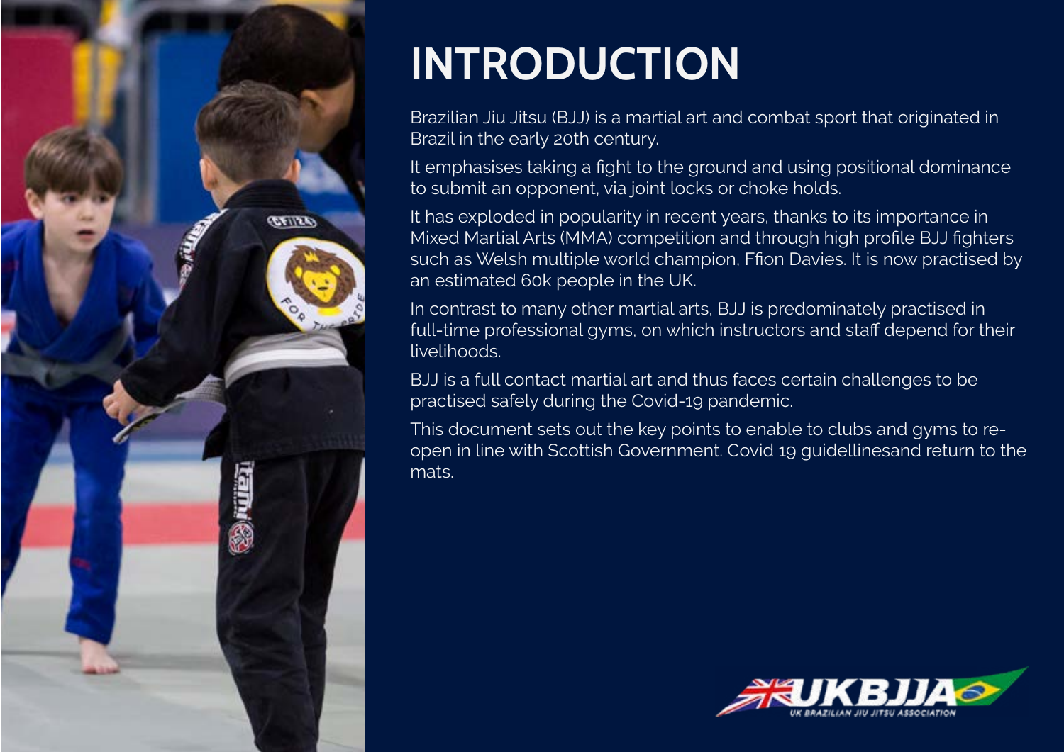# INTRODUCTION

Brazilian Jiu Jitsu (BJJ) is a martial art and combat sport that originated in Brazil in the early 20th century.

It emphasises taking a fight to the ground and using positional dominance to submit an opponent, via joint locks or choke holds.

It has exploded in popularity in recent years, thanks to its importance in Mixed Martial Arts (MMA) competition and through high profile BJJ fighters such as Welsh multiple world champion, Ffion Davies. It is now practised by an estimated 60k people in the UK.

In contrast to many other martial arts, BJJ is predominately practised in full-time professional gyms, on which instructors and staff depend for their livelihoods.

BJJ is a full contact martial art and thus faces certain challenges to be practised safely during the Covid-19 pandemic.

This document sets out the key points to enable to clubs and gyms to re-open in line with Scottish Government. Covid 19 guidellinesand return to the mats.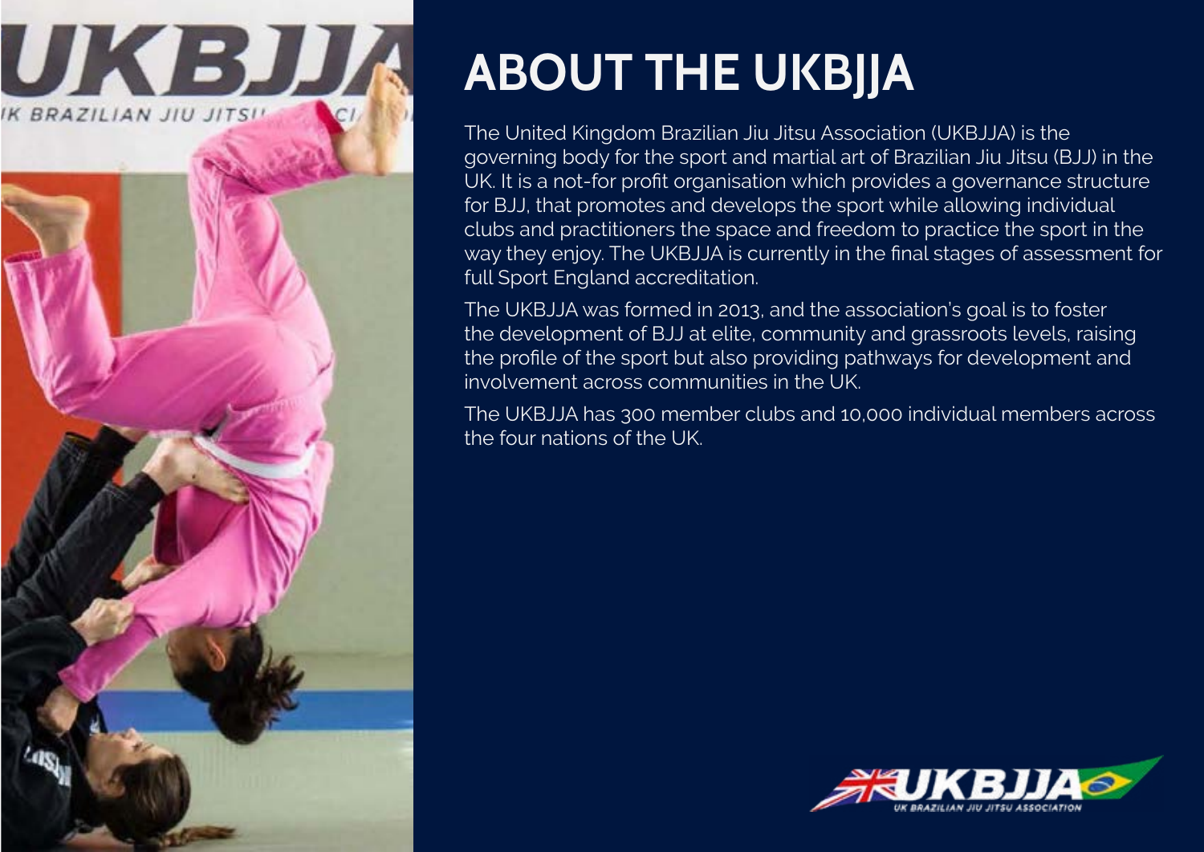# ABOUT THE UKBJJA

The United Kingdom Brazilian Jiu Jitsu Association (UKBJJA) is the governing body for the sport and martial art of Brazilian Jiu Jitsu (BJJ) in the UK. It is a not-for profit organisation which provides a governance structure for BJJ, that promotes and develops the sport while allowing individual clubs and practitioners the space and freedom to practice the sport in the way they enjoy. The UKBJJA is currently in the final stages of assessment for full Sport England accreditation.

The UKBJJA was formed in 2013, and the association's goal is to foster the development of BJJ at elite, community and grassroots levels, raising the profile of the sport but also providing pathways for development and involvement across communities in the UK.

The UKBJJA has 300 member clubs and 10,000 individual members across the four nations of the UK.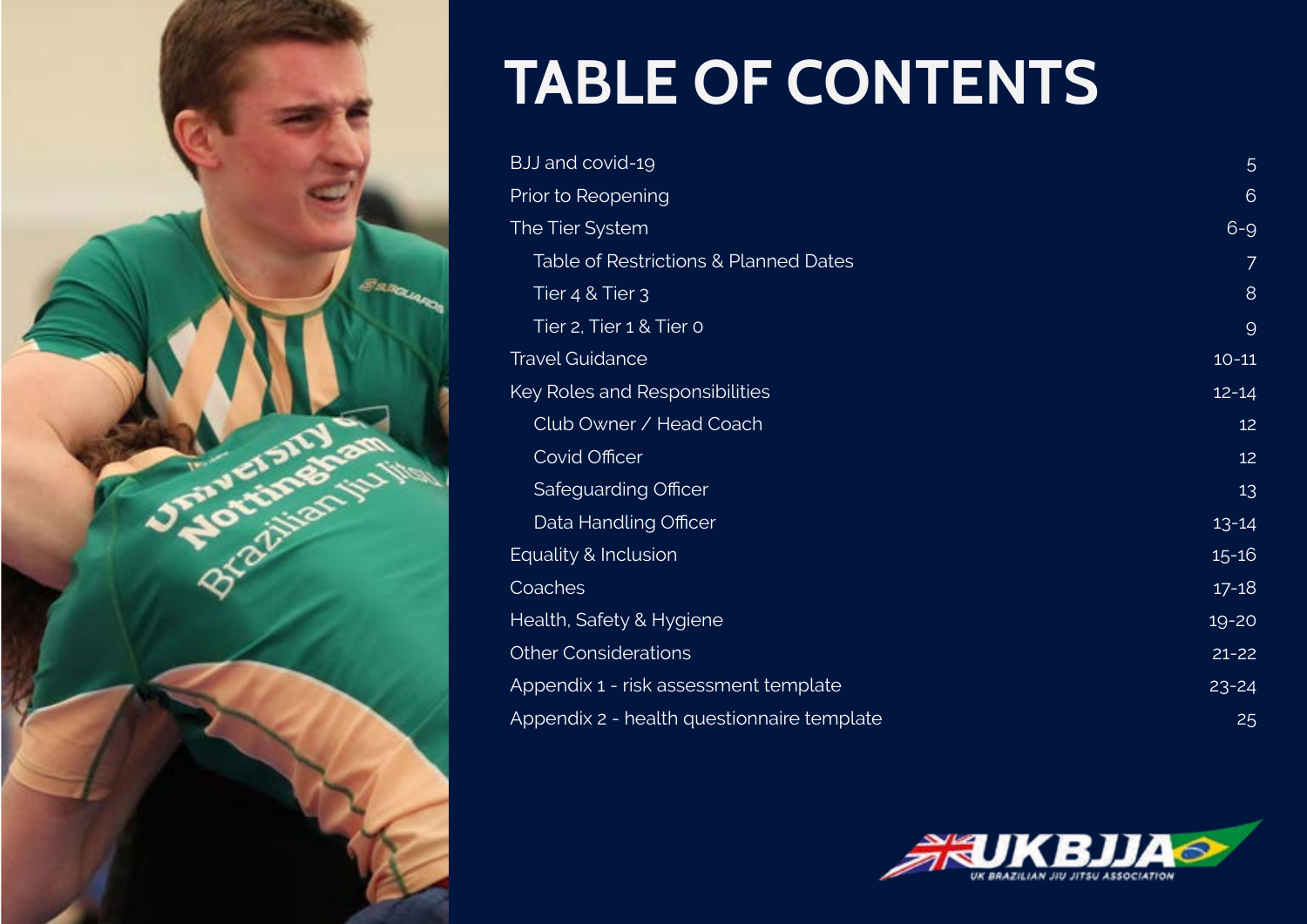# TABLE OF CONTENTS

| | |
|---|---|
| BJJ and covid-19 | 5 |
| Prior to Reopening | 6 |
| The Tier System | 6-9 |
| Table of Restrictions & Planned Dates | 7 |
| Tier 4 & Tier 3 | 8 |
| Tier 2, Tier 1 & Tier 0 | 9 |
| Travel Guidance | 10-11 |
| Key Roles and Responsibilities | 12-14 |
| Club Owner / Head Coach | 12 |
| Covid Officer | 12 |
| Safeguarding Officer | 13 |
| Data Handling Officer | 13-14 |
| Equality & Inclusion | 15-16 |
| Coaches | 17-18 |
| Health, Safety & Hygiene | 19-20 |
| Other Considerations | 21-22 |
| Appendix 1 - risk assessment template | 23-24 |
| Appendix 2 - health questionnaire template | 25 |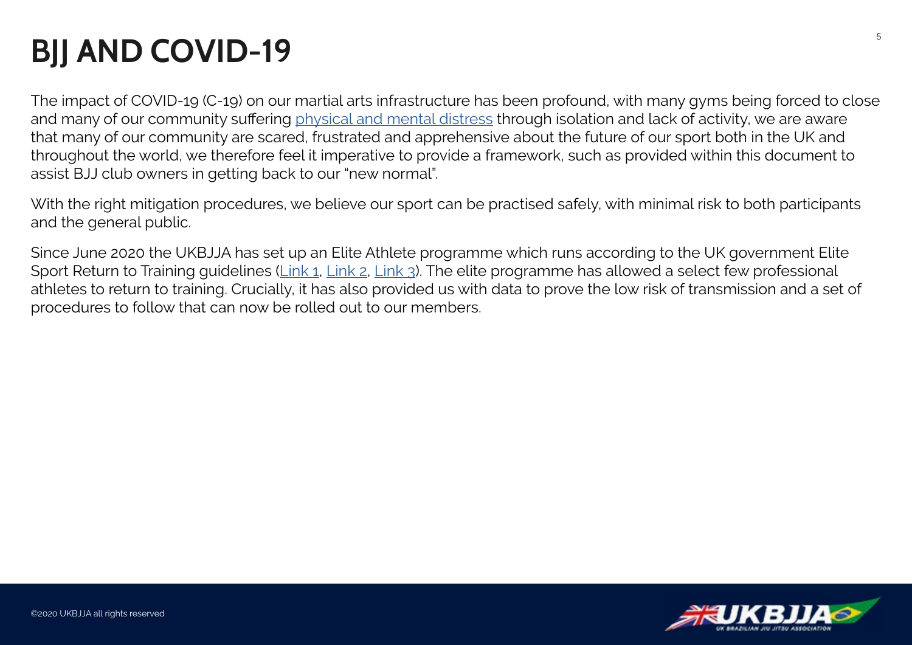# BJJ AND COVID-19

The impact of COVID-19 (C-19) on our martial arts infrastructure has been profound, with many gyms being forced to close and many of our community suffering physical and mental distress through isolation and lack of activity, we are aware that many of our community are scared, frustrated and apprehensive about the future of our sport both in the UK and throughout the world, we therefore feel it imperative to provide a framework, such as provided within this document to assist BJJ club owners in getting back to our "new normal".

With the right mitigation procedures, we believe our sport can be practised safely, with minimal risk to both participants and the general public.

Since June 2020 the UKBJJA has set up an Elite Athlete programme which runs according to the UK government Elite Sport Return to Training guidelines (Link 1, Link 2, Link 3). The elite programme has allowed a select few professional athletes to return to training. Crucially, it has also provided us with data to prove the low risk of transmission and a set of procedures to follow that can now be rolled out to our members.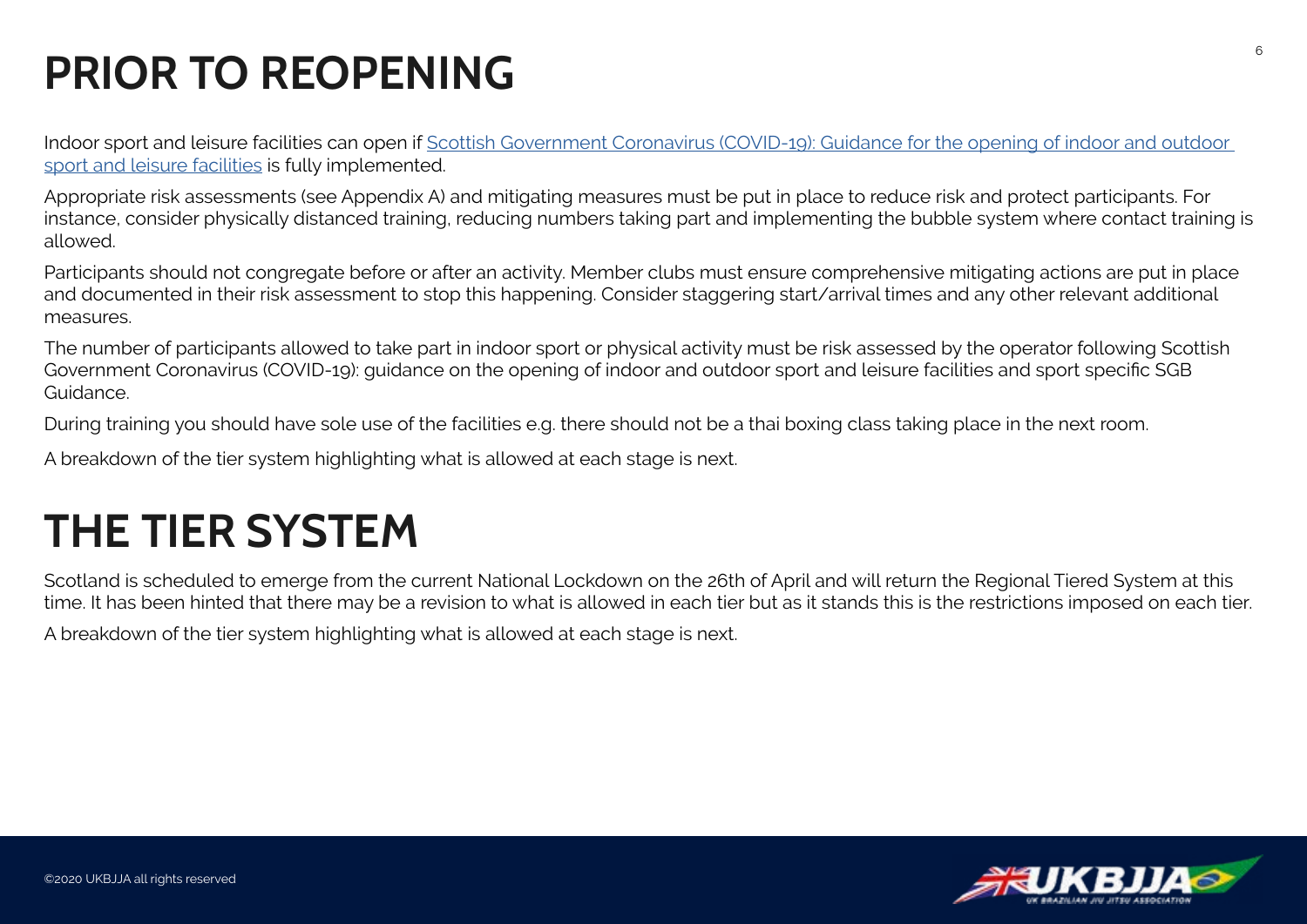# PRIOR TO REOPENING

Indoor sport and leisure facilities can open if [Scottish Government Coronavirus (COVID-19): Guidance for the opening of indoor and outdoor sport and leisure facilities] is fully implemented.

Appropriate risk assessments (see Appendix A) and mitigating measures must be put in place to reduce risk and protect participants. For instance, consider physically distanced training, reducing numbers taking part and implementing the bubble system where contact training is allowed.

Participants should not congregate before or after an activity. Member clubs must ensure comprehensive mitigating actions are put in place and documented in their risk assessment to stop this happening. Consider staggering start/arrival times and any other relevant additional measures.

The number of participants allowed to take part in indoor sport or physical activity must be risk assessed by the operator following Scottish Government Coronavirus (COVID-19): guidance on the opening of indoor and outdoor sport and leisure facilities and sport specific SGB Guidance.

During training you should have sole use of the facilities e.g. there should not be a thai boxing class taking place in the next room.

A breakdown of the tier system highlighting what is allowed at each stage is next.

# THE TIER SYSTEM

Scotland is scheduled to emerge from the current National Lockdown on the 26th of April and will return the Regional Tiered System at this time. It has been hinted that there may be a revision to what is allowed in each tier but as it stands this is the restrictions imposed on each tier.

A breakdown of the tier system highlighting what is allowed at each stage is next.

©2020 UKBJJA all rights reserved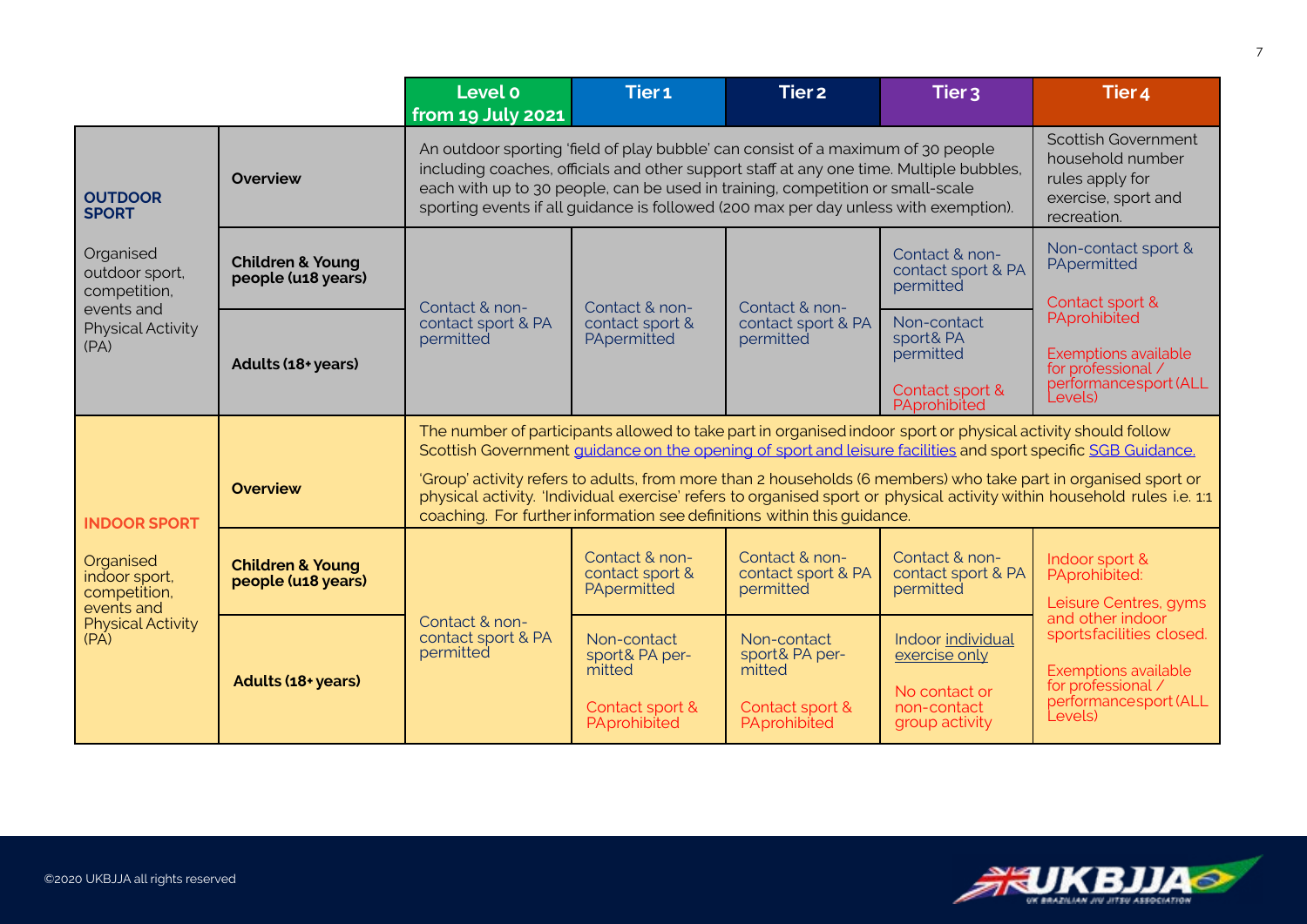| | | Level 0 from 19 July 2021 | Tier 1 | Tier 2 | Tier 3 | Tier 4 |
|---|---|---|---|---|---|---|
| **OUTDOOR SPORT** Organised outdoor sport, competition, events and Physical Activity (PA) | **Overview** | An outdoor sporting 'field of play bubble' can consist of a maximum of 30 people including coaches, officials and other support staff at any one time. Multiple bubbles, each with up to 30 people, can be used in training, competition or small-scale sporting events if all guidance is followed (200 max per day unless with exemption). | | | | Scottish Government household number rules apply for exercise, sport and recreation. |
| | **Children & Young people (u18 years)** | Contact & non-contact sport & PA permitted | Contact & non-contact sport & PApermitted | Contact & non-contact sport & PA permitted | Contact & non-contact sport & PA permitted | Non-contact sport & PApermitted<br><br>Contact sport & PAprohibited<br><br>Exemptions available for professional / performancesport (ALL Levels) |
| | **Adults (18+ years)** | | | | Non-contact sport& PA permitted<br><br>Contact sport & PAprohibited | |
| **INDOOR SPORT** Organised indoor sport, competition, events and Physical Activity (PA) | **Overview** | The number of participants allowed to take part in organised indoor sport or physical activity should follow Scottish Government guidance on the opening of sport and leisure facilities and sport specific SGB Guidance.<br><br>'Group' activity refers to adults, from more than 2 households (6 members) who take part in organised sport or physical activity. 'Individual exercise' refers to organised sport or physical activity within household rules i.e. 1:1 coaching. For further information see definitions within this guidance. | | | | |
| | **Children & Young people (u18 years)** | Contact & non-contact sport & PA permitted | Contact & non-contact sport & PApermitted | Contact & non-contact sport & PA permitted | Contact & non-contact sport & PA permitted | Indoor sport & PAprohibited:<br><br>Leisure Centres, gyms and other indoor sportsfacilities closed.<br><br>Exemptions available for professional / performancesport (ALL Levels) |
| | **Adults (18+ years)** | | Non-contact sport& PA per-mitted<br><br>Contact sport & PAprohibited | Non-contact sport& PA per-mitted<br><br>Contact sport & PAprohibited | Indoor individual exercise only<br><br>No contact or non-contact group activity | |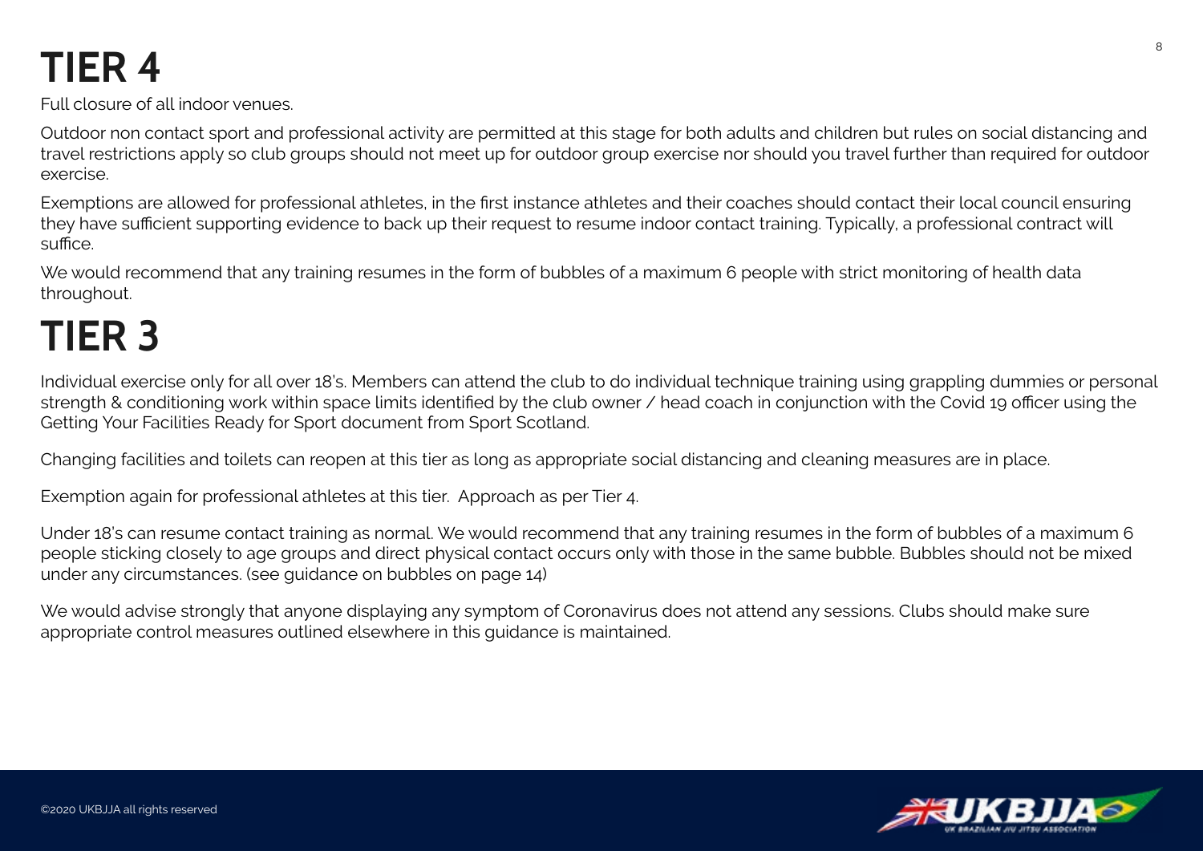# TIER 4

Full closure of all indoor venues.

Outdoor non contact sport and professional activity are permitted at this stage for both adults and children but rules on social distancing and travel restrictions apply so club groups should not meet up for outdoor group exercise nor should you travel further than required for outdoor exercise.

Exemptions are allowed for professional athletes, in the first instance athletes and their coaches should contact their local council ensuring they have sufficient supporting evidence to back up their request to resume indoor contact training. Typically, a professional contract will suffice.

We would recommend that any training resumes in the form of bubbles of a maximum 6 people with strict monitoring of health data throughout.

# TIER 3

Individual exercise only for all over 18's. Members can attend the club to do individual technique training using grappling dummies or personal strength & conditioning work within space limits identified by the club owner / head coach in conjunction with the Covid 19 officer using the Getting Your Facilities Ready for Sport document from Sport Scotland.

Changing facilities and toilets can reopen at this tier as long as appropriate social distancing and cleaning measures are in place.

Exemption again for professional athletes at this tier. Approach as per Tier 4.

Under 18's can resume contact training as normal. We would recommend that any training resumes in the form of bubbles of a maximum 6 people sticking closely to age groups and direct physical contact occurs only with those in the same bubble. Bubbles should not be mixed under any circumstances. (see guidance on bubbles on page 14)

We would advise strongly that anyone displaying any symptom of Coronavirus does not attend any sessions. Clubs should make sure appropriate control measures outlined elsewhere in this guidance is maintained.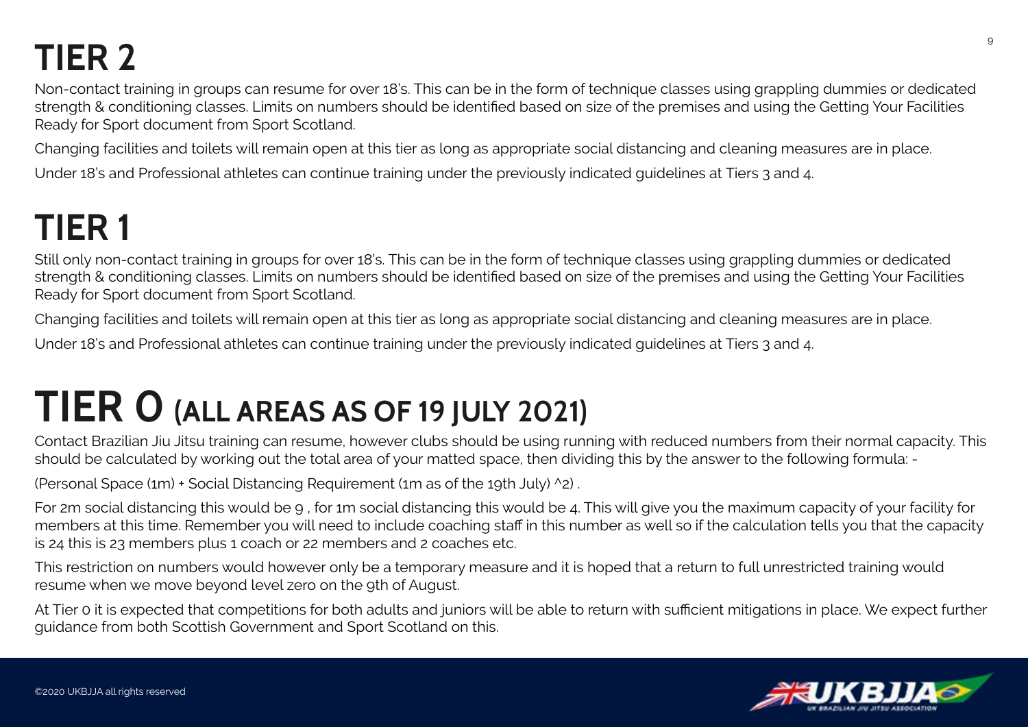# TIER 2

Non-contact training in groups can resume for over 18's. This can be in the form of technique classes using grappling dummies or dedicated strength & conditioning classes. Limits on numbers should be identified based on size of the premises and using the Getting Your Facilities Ready for Sport document from Sport Scotland.

Changing facilities and toilets will remain open at this tier as long as appropriate social distancing and cleaning measures are in place.

Under 18's and Professional athletes can continue training under the previously indicated guidelines at Tiers 3 and 4.

# TIER 1

Still only non-contact training in groups for over 18's. This can be in the form of technique classes using grappling dummies or dedicated strength & conditioning classes. Limits on numbers should be identified based on size of the premises and using the Getting Your Facilities Ready for Sport document from Sport Scotland.

Changing facilities and toilets will remain open at this tier as long as appropriate social distancing and cleaning measures are in place.

Under 18's and Professional athletes can continue training under the previously indicated guidelines at Tiers 3 and 4.

# TIER 0 (ALL AREAS AS OF 19 JULY 2021)

Contact Brazilian Jiu Jitsu training can resume, however clubs should be using running with reduced numbers from their normal capacity. This should be calculated by working out the total area of your matted space, then dividing this by the answer to the following formula: -

(Personal Space (1m) + Social Distancing Requirement (1m as of the 19th July) ^2) .

For 2m social distancing this would be 9 , for 1m social distancing this would be 4. This will give you the maximum capacity of your facility for members at this time. Remember you will need to include coaching staff in this number as well so if the calculation tells you that the capacity is 24 this is 23 members plus 1 coach or 22 members and 2 coaches etc.

This restriction on numbers would however only be a temporary measure and it is hoped that a return to full unrestricted training would resume when we move beyond level zero on the 9th of August.

At Tier 0 it is expected that competitions for both adults and juniors will be able to return with sufficient mitigations in place. We expect further guidance from both Scottish Government and Sport Scotland on this.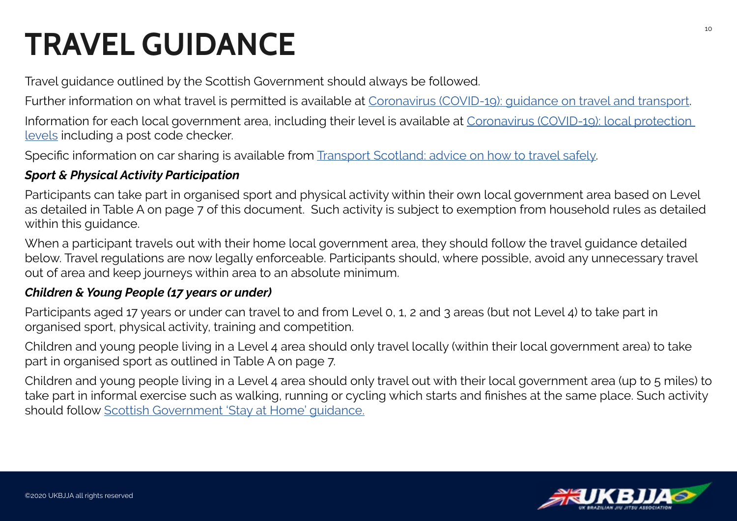# TRAVEL GUIDANCE

Travel guidance outlined by the Scottish Government should always be followed.

Further information on what travel is permitted is available at Coronavirus (COVID-19): guidance on travel and transport.

Information for each local government area, including their level is available at Coronavirus (COVID-19): local protection levels including a post code checker.

Specific information on car sharing is available from Transport Scotland: advice on how to travel safely.

***Sport & Physical Activity Participation***

Participants can take part in organised sport and physical activity within their own local government area based on Level as detailed in Table A on page 7 of this document. Such activity is subject to exemption from household rules as detailed within this guidance.

When a participant travels out with their home local government area, they should follow the travel guidance detailed below. Travel regulations are now legally enforceable. Participants should, where possible, avoid any unnecessary travel out of area and keep journeys within area to an absolute minimum.

***Children & Young People (17 years or under)***

Participants aged 17 years or under can travel to and from Level 0, 1, 2 and 3 areas (but not Level 4) to take part in organised sport, physical activity, training and competition.

Children and young people living in a Level 4 area should only travel locally (within their local government area) to take part in organised sport as outlined in Table A on page 7.

Children and young people living in a Level 4 area should only travel out with their local government area (up to 5 miles) to take part in informal exercise such as walking, running or cycling which starts and finishes at the same place. Such activity should follow Scottish Government 'Stay at Home' guidance.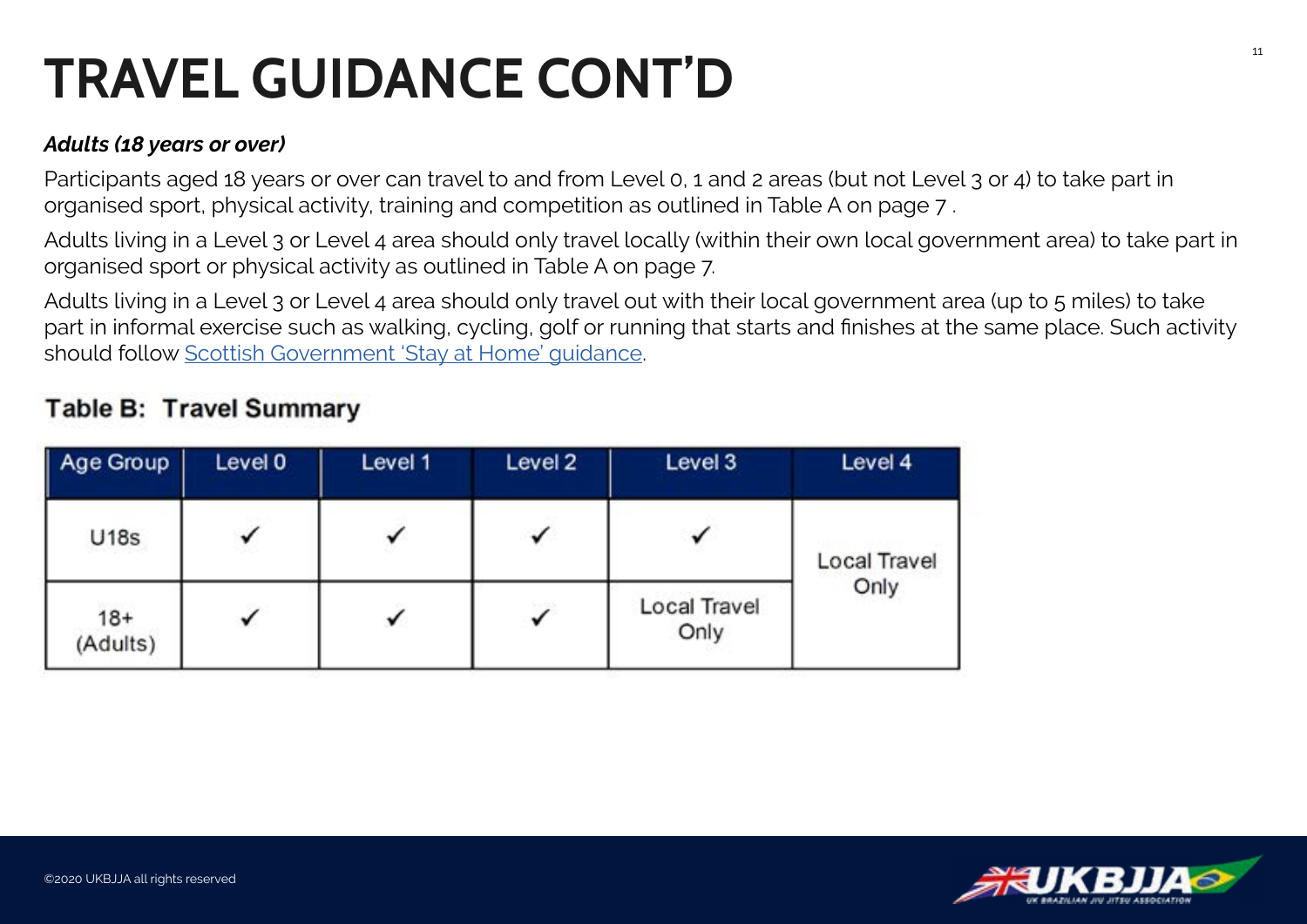# TRAVEL GUIDANCE CONT'D

***Adults (18 years or over)***

Participants aged 18 years or over can travel to and from Level 0, 1 and 2 areas (but not Level 3 or 4) to take part in organised sport, physical activity, training and competition as outlined in Table A on page 7 .

Adults living in a Level 3 or Level 4 area should only travel locally (within their own local government area) to take part in organised sport or physical activity as outlined in Table A on page 7.

Adults living in a Level 3 or Level 4 area should only travel out with their local government area (up to 5 miles) to take part in informal exercise such as walking, cycling, golf or running that starts and finishes at the same place. Such activity should follow Scottish Government 'Stay at Home' guidance.

**Table B: Travel Summary**

| Age Group | Level 0 | Level 1 | Level 2 | Level 3 | Level 4 |
|---|---|---|---|---|---|
| U18s | ✓ | ✓ | ✓ | ✓ | Local Travel Only |
| 18+ (Adults) | ✓ | ✓ | ✓ | Local Travel Only | |

©2020 UKBJJA all rights reserved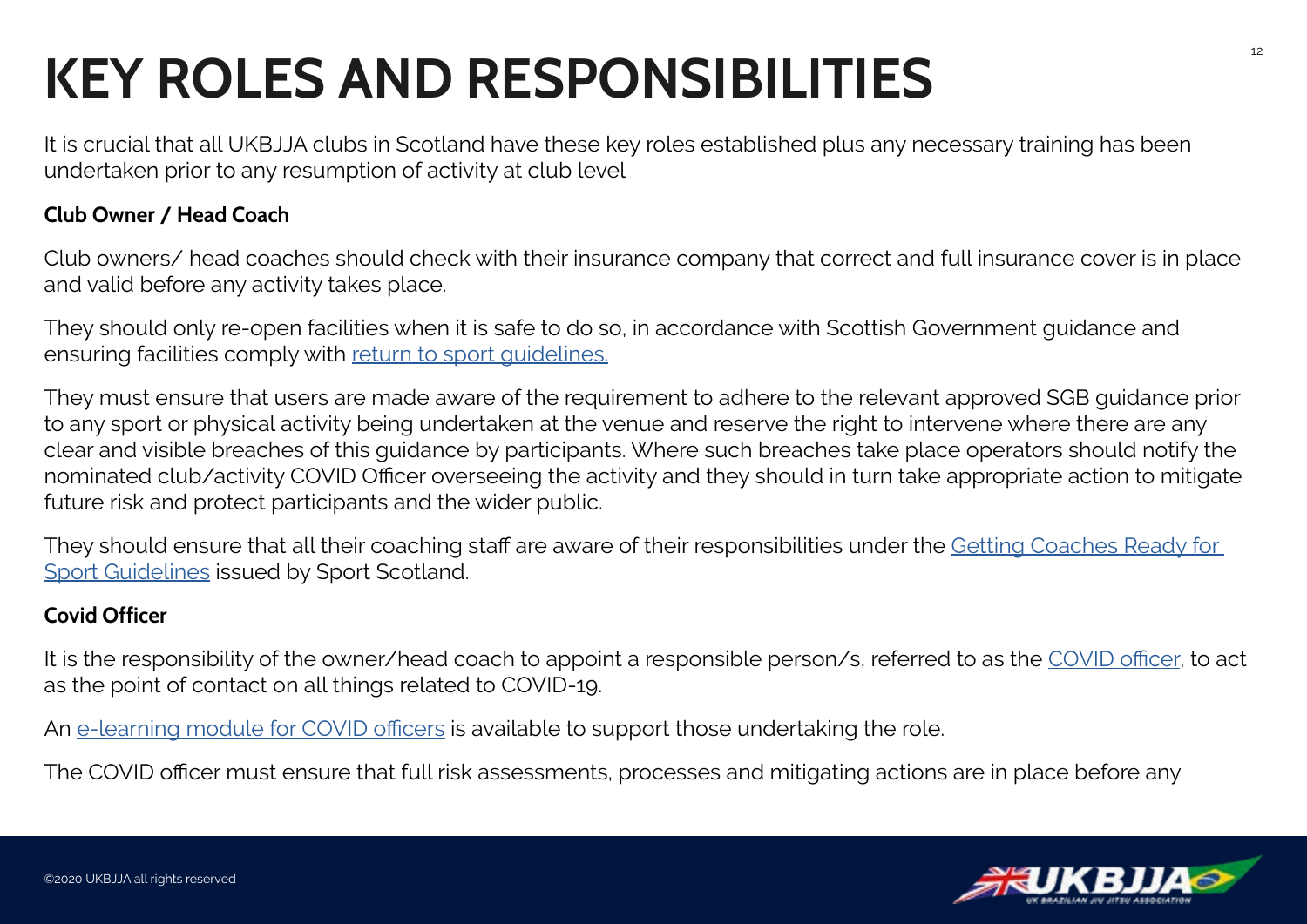# KEY ROLES AND RESPONSIBILITIES

It is crucial that all UKBJJA clubs in Scotland have these key roles established plus any necessary training has been undertaken prior to any resumption of activity at club level

**Club Owner / Head Coach**

Club owners/ head coaches should check with their insurance company that correct and full insurance cover is in place and valid before any activity takes place.

They should only re-open facilities when it is safe to do so, in accordance with Scottish Government guidance and ensuring facilities comply with return to sport guidelines.

They must ensure that users are made aware of the requirement to adhere to the relevant approved SGB guidance prior to any sport or physical activity being undertaken at the venue and reserve the right to intervene where there are any clear and visible breaches of this guidance by participants. Where such breaches take place operators should notify the nominated club/activity COVID Officer overseeing the activity and they should in turn take appropriate action to mitigate future risk and protect participants and the wider public.

They should ensure that all their coaching staff are aware of their responsibilities under the Getting Coaches Ready for Sport Guidelines issued by Sport Scotland.

**Covid Officer**

It is the responsibility of the owner/head coach to appoint a responsible person/s, referred to as the COVID officer, to act as the point of contact on all things related to COVID-19.

An e-learning module for COVID officers is available to support those undertaking the role.

The COVID officer must ensure that full risk assessments, processes and mitigating actions are in place before any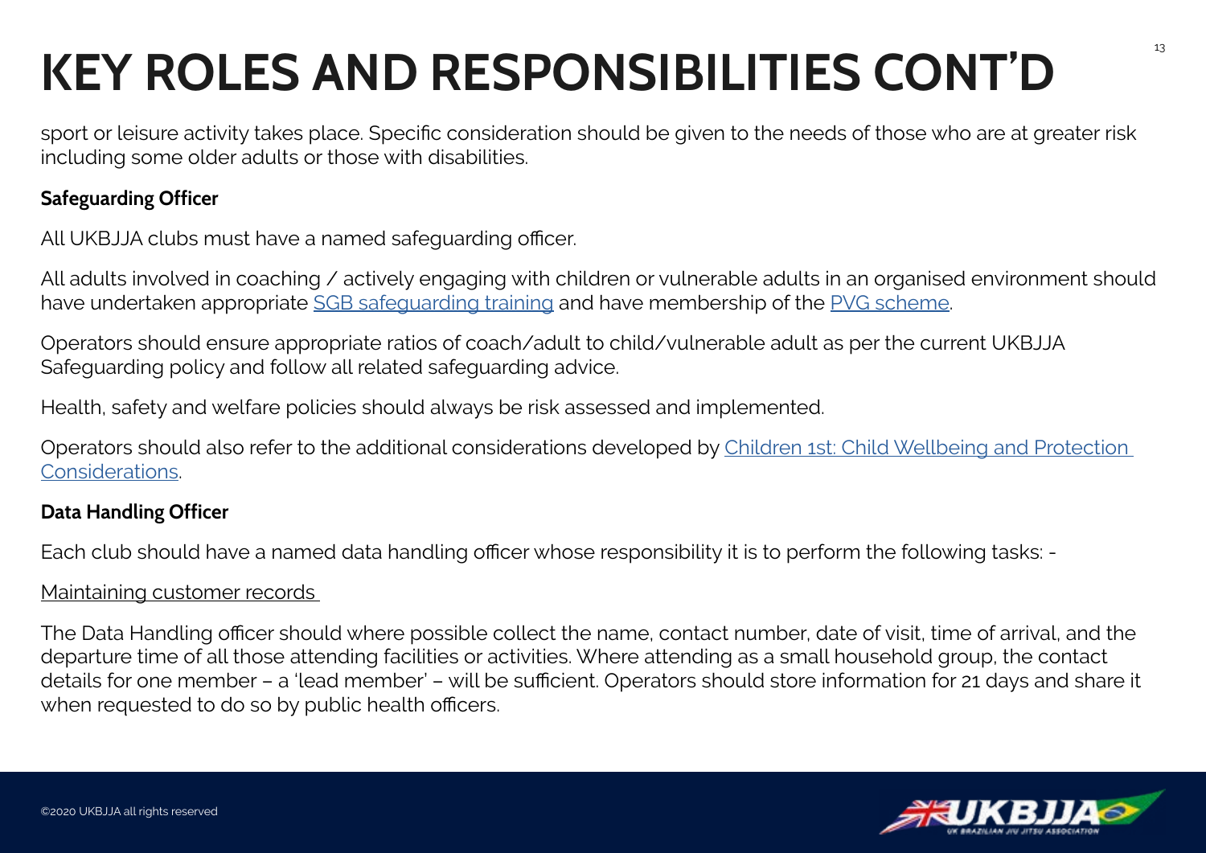# KEY ROLES AND RESPONSIBILITIES CONT'D

sport or leisure activity takes place. Specific consideration should be given to the needs of those who are at greater risk including some older adults or those with disabilities.

**Safeguarding Officer**

All UKBJJA clubs must have a named safeguarding officer.

All adults involved in coaching / actively engaging with children or vulnerable adults in an organised environment should have undertaken appropriate SGB safeguarding training and have membership of the PVG scheme.

Operators should ensure appropriate ratios of coach/adult to child/vulnerable adult as per the current UKBJJA Safeguarding policy and follow all related safeguarding advice.

Health, safety and welfare policies should always be risk assessed and implemented.

Operators should also refer to the additional considerations developed by Children 1st: Child Wellbeing and Protection Considerations.

**Data Handling Officer**

Each club should have a named data handling officer whose responsibility it is to perform the following tasks: -

Maintaining customer records

The Data Handling officer should where possible collect the name, contact number, date of visit, time of arrival, and the departure time of all those attending facilities or activities. Where attending as a small household group, the contact details for one member – a 'lead member' – will be sufficient. Operators should store information for 21 days and share it when requested to do so by public health officers.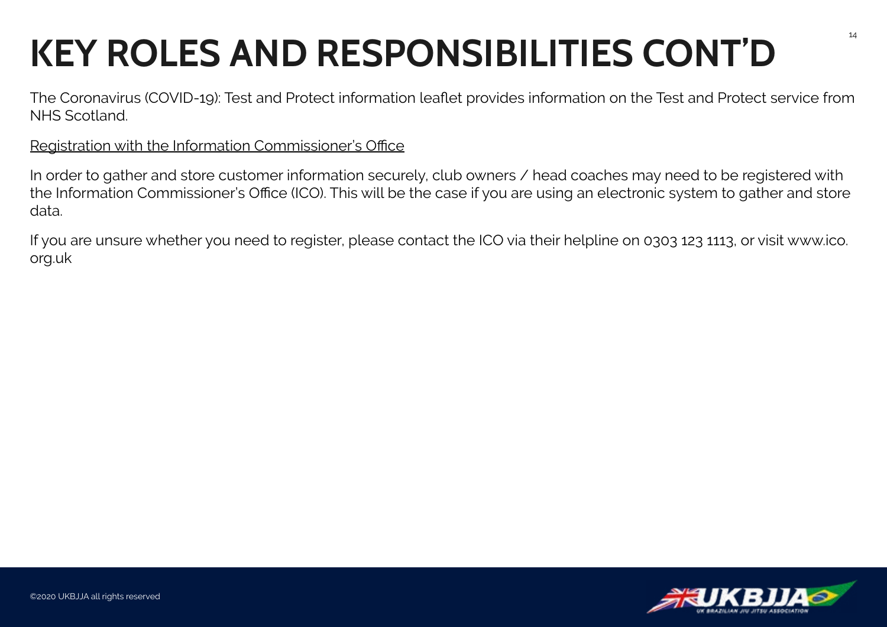# KEY ROLES AND RESPONSIBILITIES CONT'D

The Coronavirus (COVID-19): Test and Protect information leaflet provides information on the Test and Protect service from NHS Scotland.

Registration with the Information Commissioner's Office

In order to gather and store customer information securely, club owners / head coaches may need to be registered with the Information Commissioner's Office (ICO). This will be the case if you are using an electronic system to gather and store data.

If you are unsure whether you need to register, please contact the ICO via their helpline on 0303 123 1113, or visit www.ico.org.uk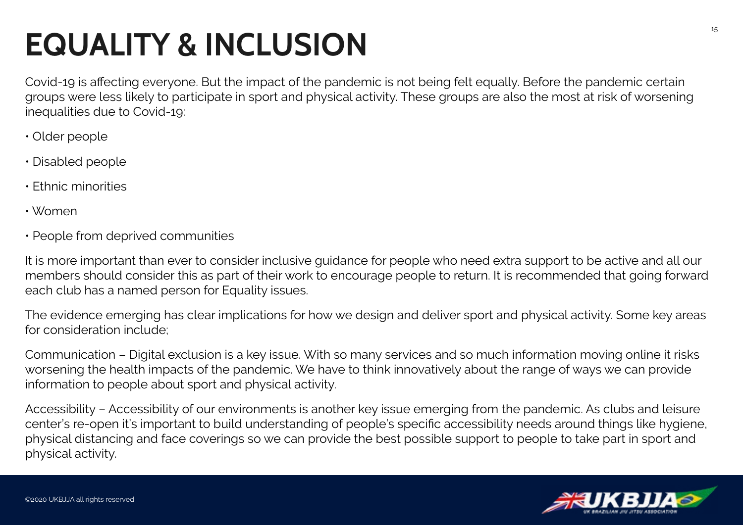# EQUALITY & INCLUSION

Covid-19 is affecting everyone. But the impact of the pandemic is not being felt equally. Before the pandemic certain groups were less likely to participate in sport and physical activity. These groups are also the most at risk of worsening inequalities due to Covid-19:

- Older people
- Disabled people
- Ethnic minorities
- Women
- People from deprived communities

It is more important than ever to consider inclusive guidance for people who need extra support to be active and all our members should consider this as part of their work to encourage people to return. It is recommended that going forward each club has a named person for Equality issues.

The evidence emerging has clear implications for how we design and deliver sport and physical activity. Some key areas for consideration include;

Communication – Digital exclusion is a key issue. With so many services and so much information moving online it risks worsening the health impacts of the pandemic. We have to think innovatively about the range of ways we can provide information to people about sport and physical activity.

Accessibility – Accessibility of our environments is another key issue emerging from the pandemic. As clubs and leisure center's re-open it's important to build understanding of people's specific accessibility needs around things like hygiene, physical distancing and face coverings so we can provide the best possible support to people to take part in sport and physical activity.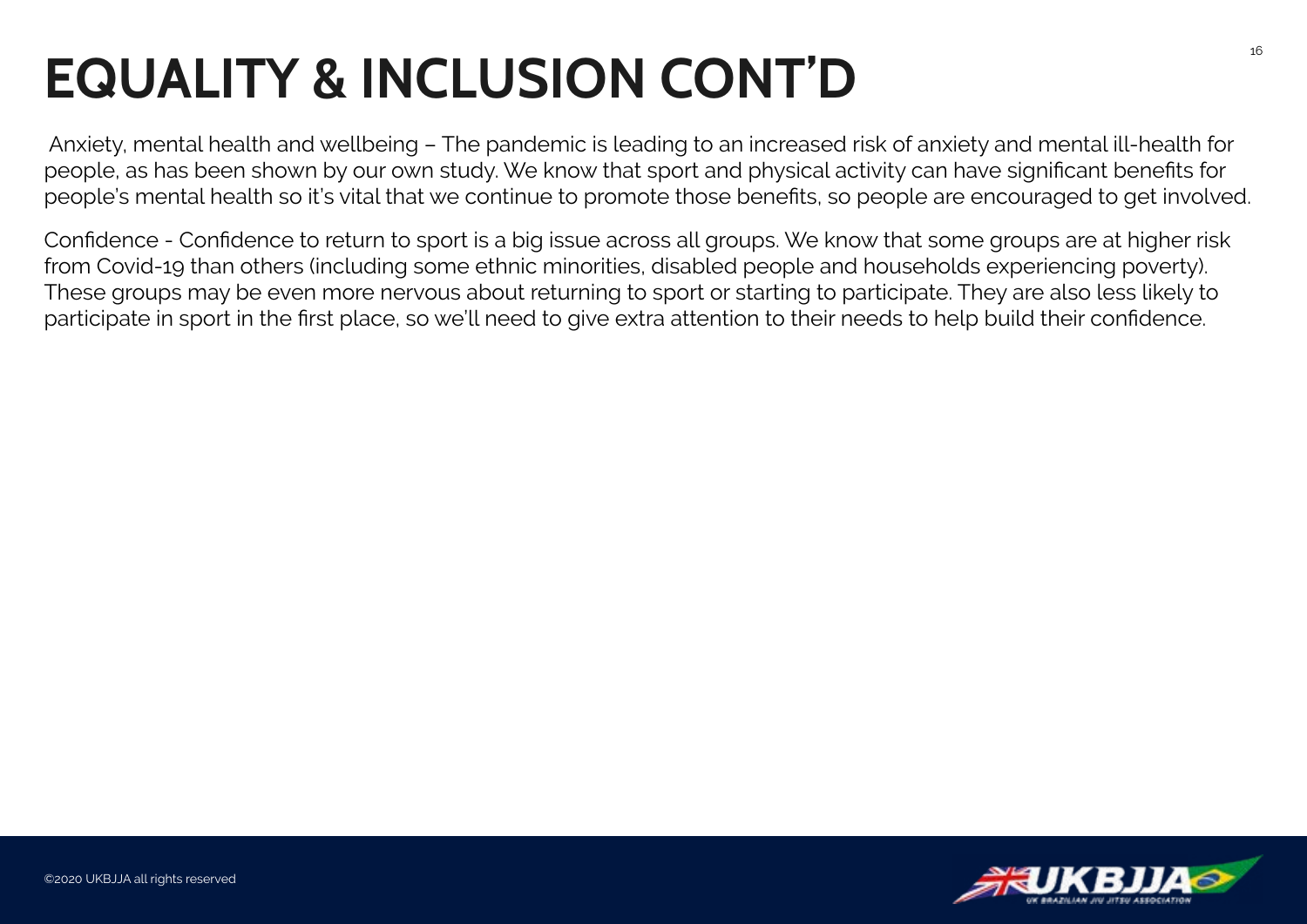# EQUALITY & INCLUSION CONT'D

Anxiety, mental health and wellbeing – The pandemic is leading to an increased risk of anxiety and mental ill-health for people, as has been shown by our own study. We know that sport and physical activity can have significant benefits for people's mental health so it's vital that we continue to promote those benefits, so people are encouraged to get involved.

Confidence - Confidence to return to sport is a big issue across all groups. We know that some groups are at higher risk from Covid-19 than others (including some ethnic minorities, disabled people and households experiencing poverty). These groups may be even more nervous about returning to sport or starting to participate. They are also less likely to participate in sport in the first place, so we'll need to give extra attention to their needs to help build their confidence.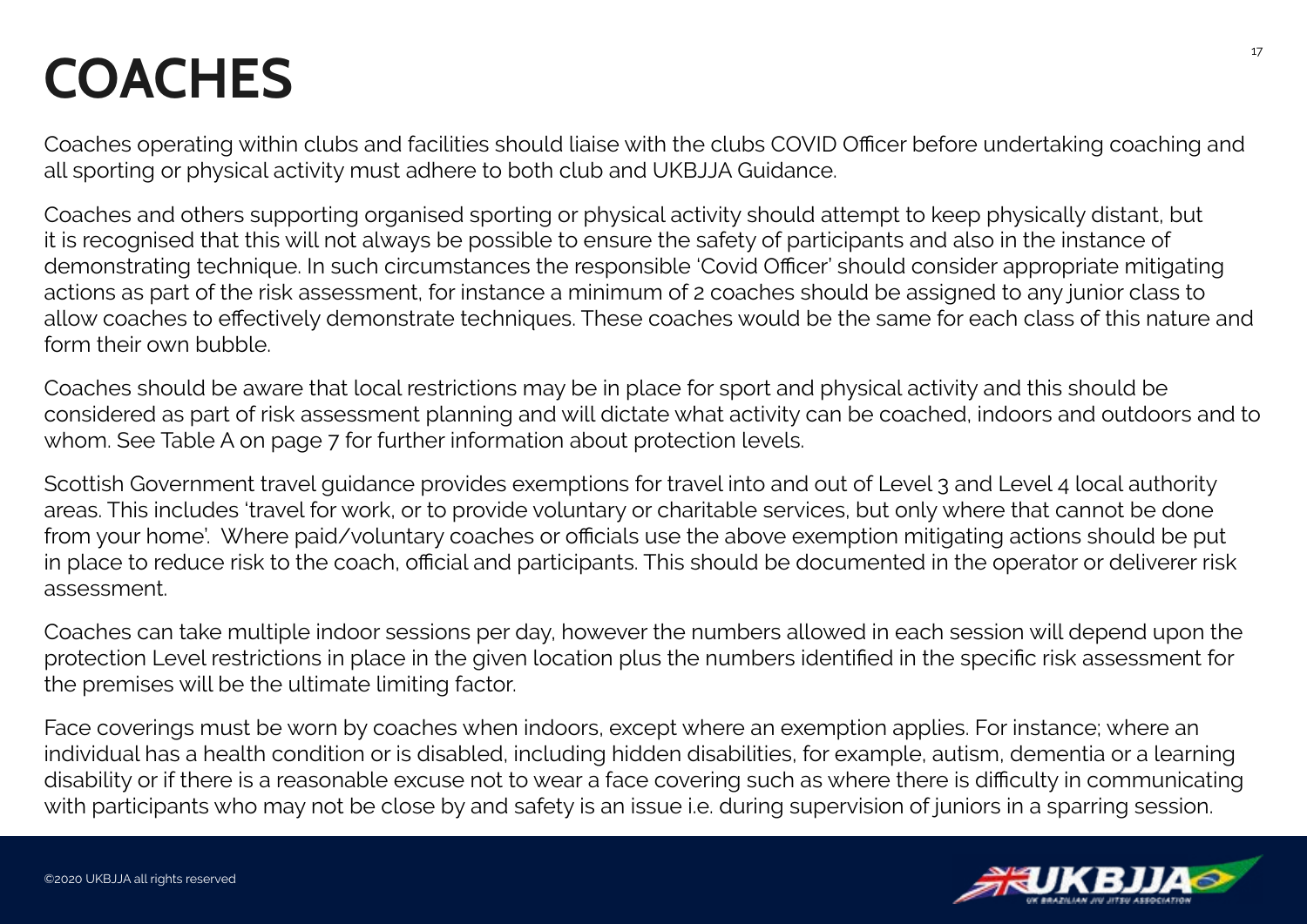# COACHES

Coaches operating within clubs and facilities should liaise with the clubs COVID Officer before undertaking coaching and all sporting or physical activity must adhere to both club and UKBJJA Guidance.

Coaches and others supporting organised sporting or physical activity should attempt to keep physically distant, but it is recognised that this will not always be possible to ensure the safety of participants and also in the instance of demonstrating technique. In such circumstances the responsible 'Covid Officer' should consider appropriate mitigating actions as part of the risk assessment, for instance a minimum of 2 coaches should be assigned to any junior class to allow coaches to effectively demonstrate techniques. These coaches would be the same for each class of this nature and form their own bubble.

Coaches should be aware that local restrictions may be in place for sport and physical activity and this should be considered as part of risk assessment planning and will dictate what activity can be coached, indoors and outdoors and to whom. See Table A on page 7 for further information about protection levels.

Scottish Government travel guidance provides exemptions for travel into and out of Level 3 and Level 4 local authority areas. This includes 'travel for work, or to provide voluntary or charitable services, but only where that cannot be done from your home'. Where paid/voluntary coaches or officials use the above exemption mitigating actions should be put in place to reduce risk to the coach, official and participants. This should be documented in the operator or deliverer risk assessment.

Coaches can take multiple indoor sessions per day, however the numbers allowed in each session will depend upon the protection Level restrictions in place in the given location plus the numbers identified in the specific risk assessment for the premises will be the ultimate limiting factor.

Face coverings must be worn by coaches when indoors, except where an exemption applies. For instance; where an individual has a health condition or is disabled, including hidden disabilities, for example, autism, dementia or a learning disability or if there is a reasonable excuse not to wear a face covering such as where there is difficulty in communicating with participants who may not be close by and safety is an issue i.e. during supervision of juniors in a sparring session.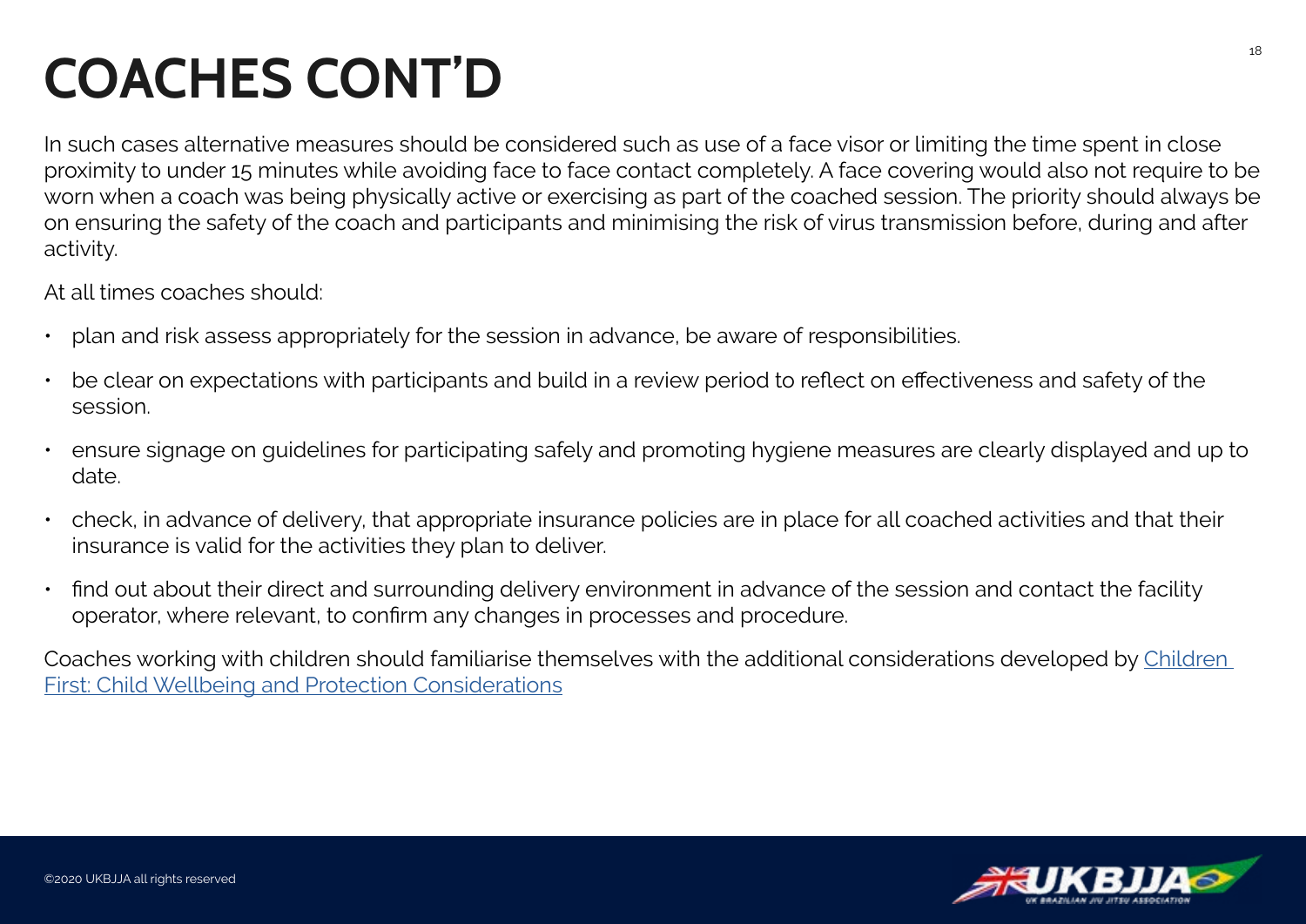# COACHES CONT'D

In such cases alternative measures should be considered such as use of a face visor or limiting the time spent in close proximity to under 15 minutes while avoiding face to face contact completely. A face covering would also not require to be worn when a coach was being physically active or exercising as part of the coached session. The priority should always be on ensuring the safety of the coach and participants and minimising the risk of virus transmission before, during and after activity.

At all times coaches should:

- plan and risk assess appropriately for the session in advance, be aware of responsibilities.
- be clear on expectations with participants and build in a review period to reflect on effectiveness and safety of the session.
- ensure signage on guidelines for participating safely and promoting hygiene measures are clearly displayed and up to date.
- check, in advance of delivery, that appropriate insurance policies are in place for all coached activities and that their insurance is valid for the activities they plan to deliver.
- find out about their direct and surrounding delivery environment in advance of the session and contact the facility operator, where relevant, to confirm any changes in processes and procedure.

Coaches working with children should familiarise themselves with the additional considerations developed by Children First: Child Wellbeing and Protection Considerations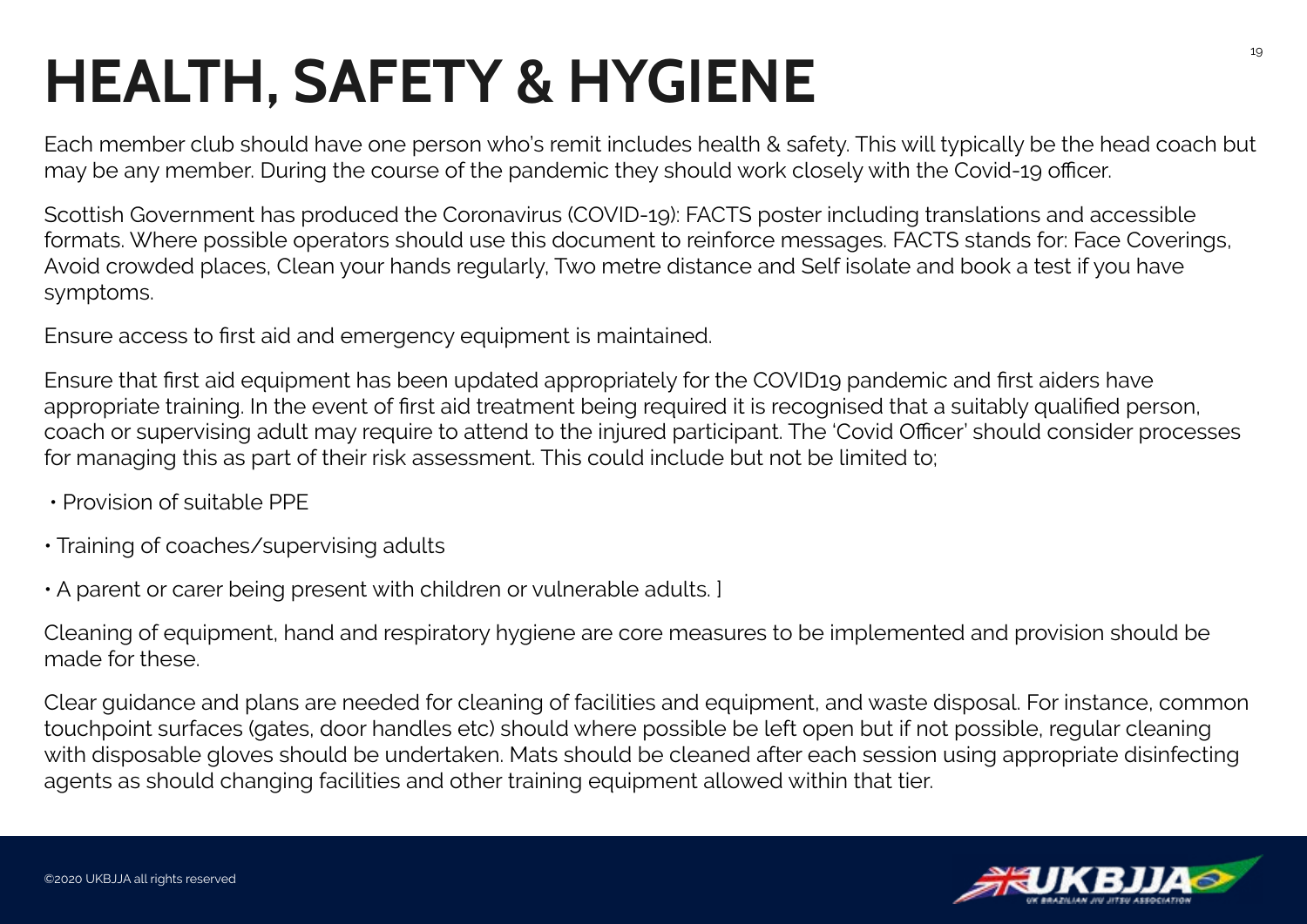# HEALTH, SAFETY & HYGIENE

Each member club should have one person who's remit includes health & safety. This will typically be the head coach but may be any member. During the course of the pandemic they should work closely with the Covid-19 officer.

Scottish Government has produced the Coronavirus (COVID-19): FACTS poster including translations and accessible formats. Where possible operators should use this document to reinforce messages. FACTS stands for: Face Coverings, Avoid crowded places, Clean your hands regularly, Two metre distance and Self isolate and book a test if you have symptoms.

Ensure access to first aid and emergency equipment is maintained.

Ensure that first aid equipment has been updated appropriately for the COVID19 pandemic and first aiders have appropriate training. In the event of first aid treatment being required it is recognised that a suitably qualified person, coach or supervising adult may require to attend to the injured participant. The 'Covid Officer' should consider processes for managing this as part of their risk assessment. This could include but not be limited to;

- Provision of suitable PPE
- Training of coaches/supervising adults
- A parent or carer being present with children or vulnerable adults. ]

Cleaning of equipment, hand and respiratory hygiene are core measures to be implemented and provision should be made for these.

Clear guidance and plans are needed for cleaning of facilities and equipment, and waste disposal. For instance, common touchpoint surfaces (gates, door handles etc) should where possible be left open but if not possible, regular cleaning with disposable gloves should be undertaken. Mats should be cleaned after each session using appropriate disinfecting agents as should changing facilities and other training equipment allowed within that tier.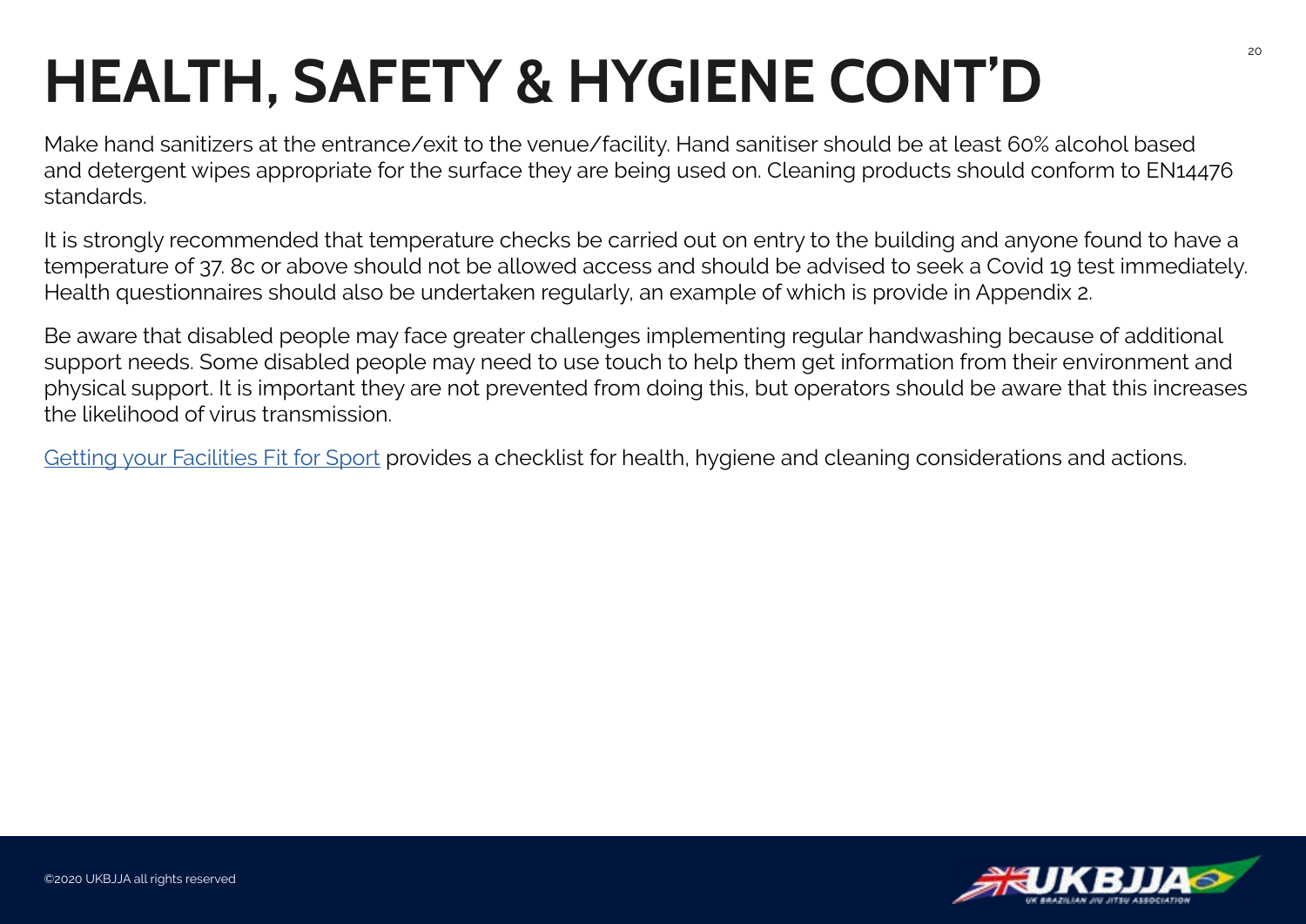# HEALTH, SAFETY & HYGIENE CONT'D

Make hand sanitizers at the entrance/exit to the venue/facility. Hand sanitiser should be at least 60% alcohol based and detergent wipes appropriate for the surface they are being used on. Cleaning products should conform to EN14476 standards.

It is strongly recommended that temperature checks be carried out on entry to the building and anyone found to have a temperature of 37. 8c or above should not be allowed access and should be advised to seek a Covid 19 test immediately. Health questionnaires should also be undertaken regularly, an example of which is provide in Appendix 2.

Be aware that disabled people may face greater challenges implementing regular handwashing because of additional support needs. Some disabled people may need to use touch to help them get information from their environment and physical support. It is important they are not prevented from doing this, but operators should be aware that this increases the likelihood of virus transmission.

Getting your Facilities Fit for Sport provides a checklist for health, hygiene and cleaning considerations and actions.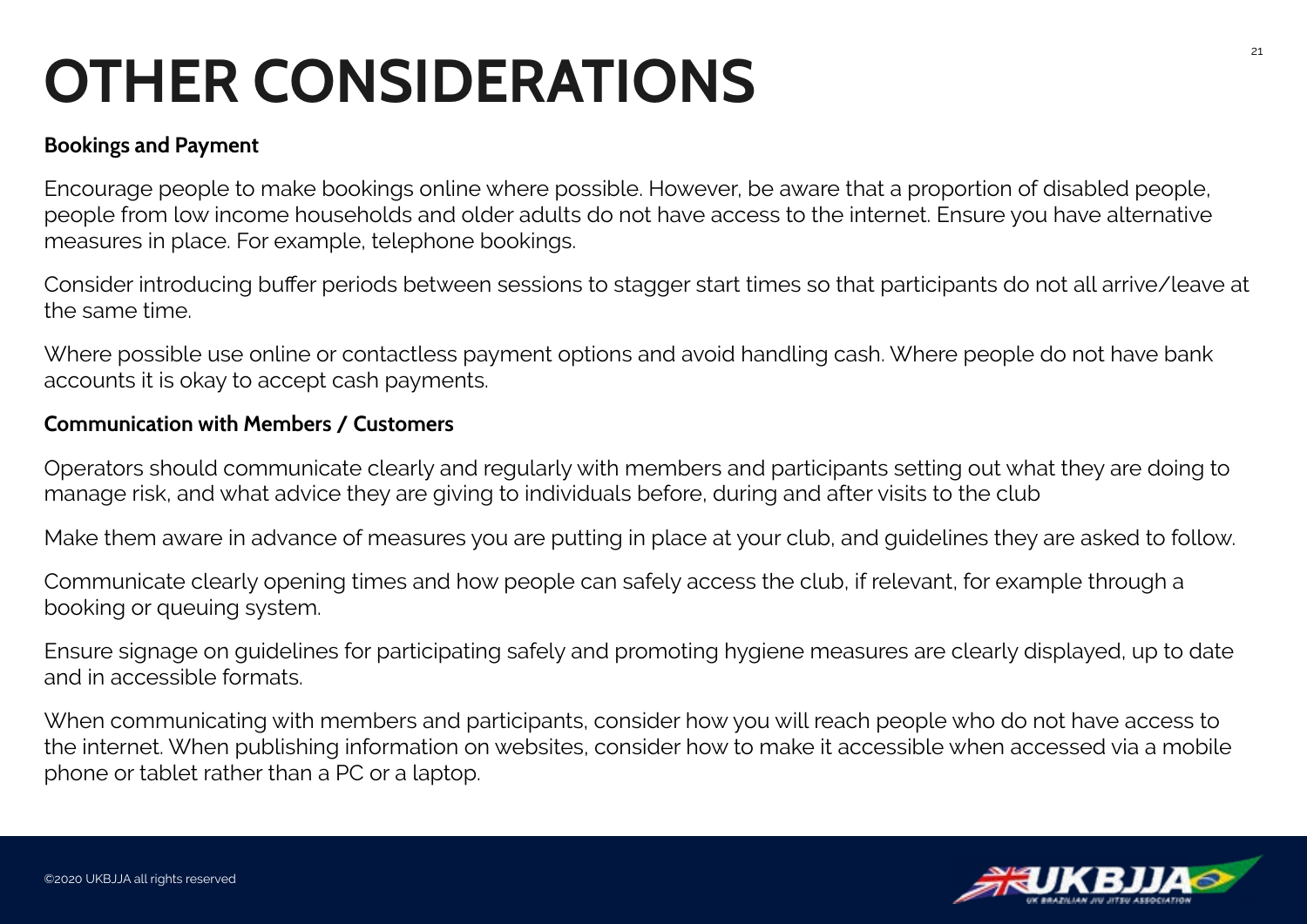# OTHER CONSIDERATIONS

**Bookings and Payment**

Encourage people to make bookings online where possible. However, be aware that a proportion of disabled people, people from low income households and older adults do not have access to the internet. Ensure you have alternative measures in place. For example, telephone bookings.

Consider introducing buffer periods between sessions to stagger start times so that participants do not all arrive/leave at the same time.

Where possible use online or contactless payment options and avoid handling cash. Where people do not have bank accounts it is okay to accept cash payments.

**Communication with Members / Customers**

Operators should communicate clearly and regularly with members and participants setting out what they are doing to manage risk, and what advice they are giving to individuals before, during and after visits to the club

Make them aware in advance of measures you are putting in place at your club, and guidelines they are asked to follow.

Communicate clearly opening times and how people can safely access the club, if relevant, for example through a booking or queuing system.

Ensure signage on guidelines for participating safely and promoting hygiene measures are clearly displayed, up to date and in accessible formats.

When communicating with members and participants, consider how you will reach people who do not have access to the internet. When publishing information on websites, consider how to make it accessible when accessed via a mobile phone or tablet rather than a PC or a laptop.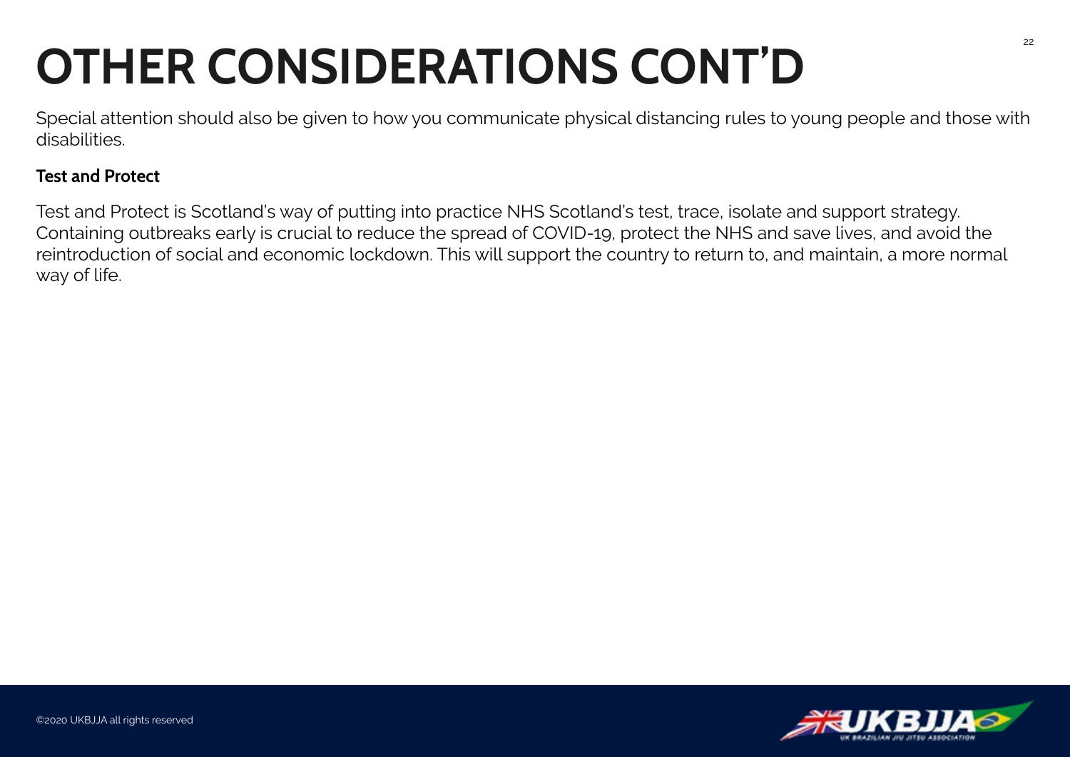# OTHER CONSIDERATIONS CONT'D

Special attention should also be given to how you communicate physical distancing rules to young people and those with disabilities.

**Test and Protect**

Test and Protect is Scotland's way of putting into practice NHS Scotland's test, trace, isolate and support strategy. Containing outbreaks early is crucial to reduce the spread of COVID-19, protect the NHS and save lives, and avoid the reintroduction of social and economic lockdown. This will support the country to return to, and maintain, a more normal way of life.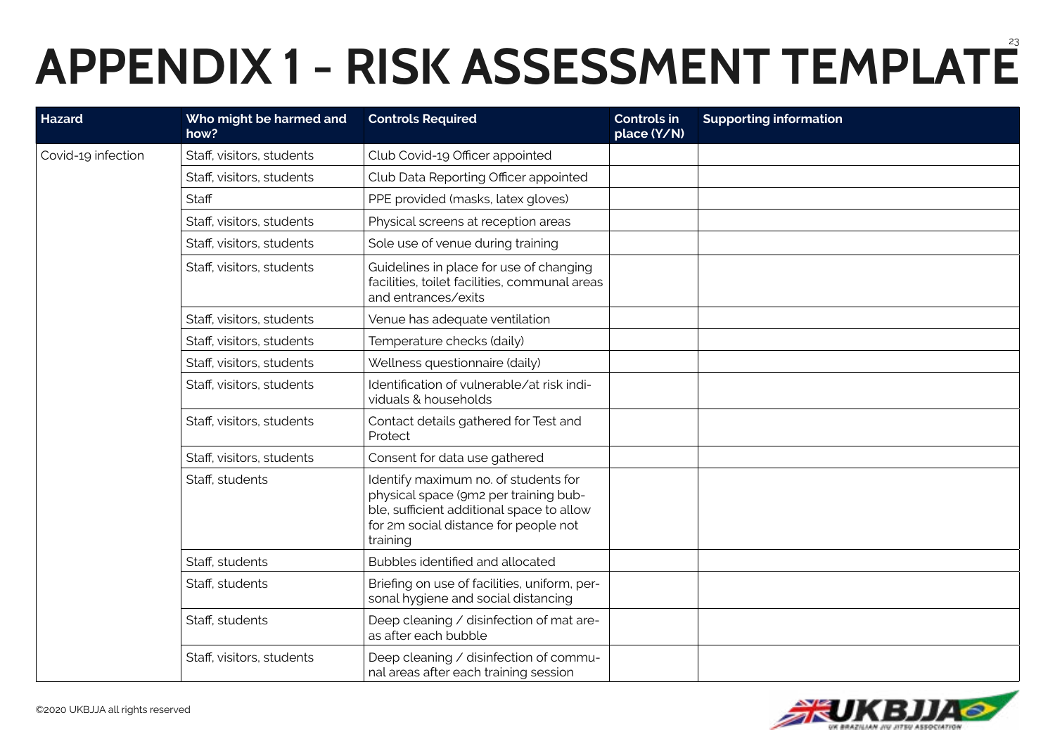# APPENDIX 1 - RISK ASSESSMENT TEMPLATE

| Hazard | Who might be harmed and how? | Controls Required | Controls in place (Y/N) | Supporting information |
|---|---|---|---|---|
| Covid-19 infection | Staff, visitors, students | Club Covid-19 Officer appointed | | |
| | Staff, visitors, students | Club Data Reporting Officer appointed | | |
| | Staff | PPE provided (masks, latex gloves) | | |
| | Staff, visitors, students | Physical screens at reception areas | | |
| | Staff, visitors, students | Sole use of venue during training | | |
| | Staff, visitors, students | Guidelines in place for use of changing facilities, toilet facilities, communal areas and entrances/exits | | |
| | Staff, visitors, students | Venue has adequate ventilation | | |
| | Staff, visitors, students | Temperature checks (daily) | | |
| | Staff, visitors, students | Wellness questionnaire (daily) | | |
| | Staff, visitors, students | Identification of vulnerable/at risk individuals & households | | |
| | Staff, visitors, students | Contact details gathered for Test and Protect | | |
| | Staff, visitors, students | Consent for data use gathered | | |
| | Staff, students | Identify maximum no. of students for physical space (9m2 per training bubble, sufficient additional space to allow for 2m social distance for people not training | | |
| | Staff, students | Bubbles identified and allocated | | |
| | Staff, students | Briefing on use of facilities, uniform, personal hygiene and social distancing | | |
| | Staff, students | Deep cleaning / disinfection of mat areas after each bubble | | |
| | Staff, visitors, students | Deep cleaning / disinfection of communal areas after each training session | | |

©2020 UKBJJA all rights reserved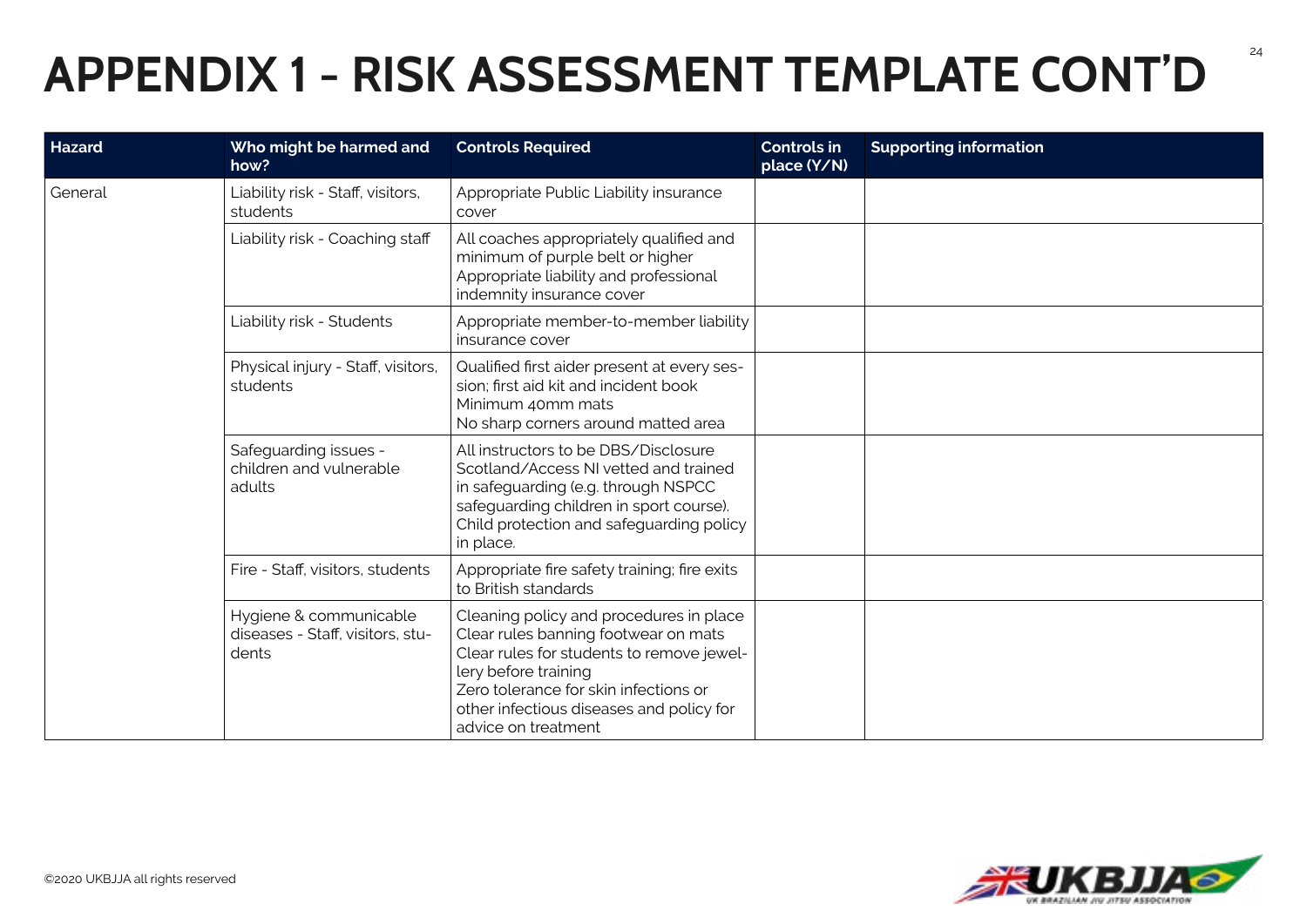# APPENDIX 1 - RISK ASSESSMENT TEMPLATE CONT'D

| Hazard | Who might be harmed and how? | Controls Required | Controls in place (Y/N) | Supporting information |
|---|---|---|---|---|
| General | Liability risk - Staff, visitors, students | Appropriate Public Liability insurance cover | | |
| | Liability risk - Coaching staff | All coaches appropriately qualified and minimum of purple belt or higher<br>Appropriate liability and professional indemnity insurance cover | | |
| | Liability risk - Students | Appropriate member-to-member liability insurance cover | | |
| | Physical injury - Staff, visitors, students | Qualified first aider present at every session; first aid kit and incident book<br>Minimum 40mm mats<br>No sharp corners around matted area | | |
| | Safeguarding issues - children and vulnerable adults | All instructors to be DBS/Disclosure Scotland/Access NI vetted and trained in safeguarding (e.g. through NSPCC safeguarding children in sport course).<br>Child protection and safeguarding policy in place. | | |
| | Fire - Staff, visitors, students | Appropriate fire safety training; fire exits to British standards | | |
| | Hygiene & communicable diseases - Staff, visitors, students | Cleaning policy and procedures in place<br>Clear rules banning footwear on mats<br>Clear rules for students to remove jewellery before training<br>Zero tolerance for skin infections or other infectious diseases and policy for advice on treatment | | |

©2020 UKBJJA all rights reserved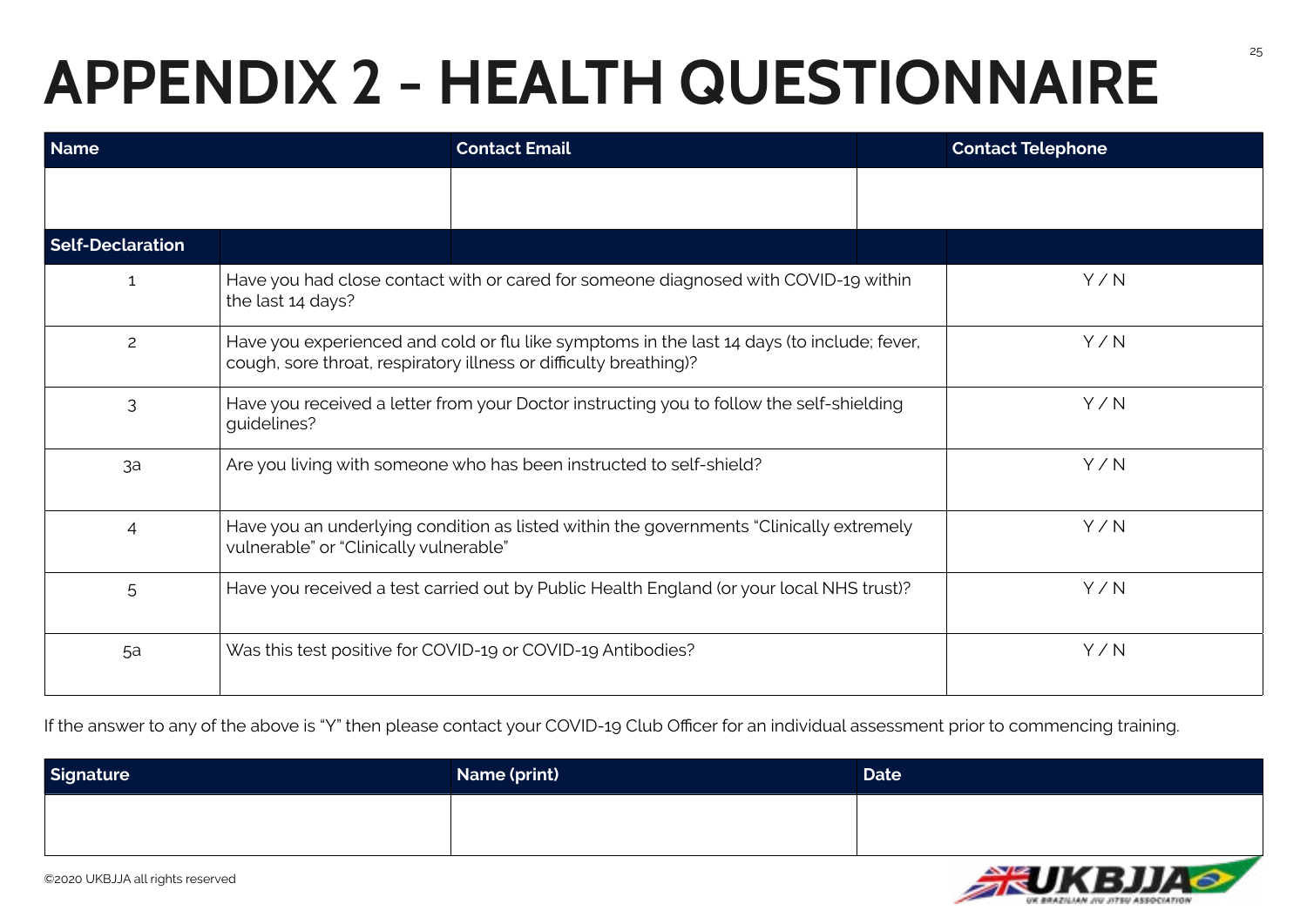# APPENDIX 2 - HEALTH QUESTIONNAIRE

| Name | Contact Email | Contact Telephone |
|---|---|---|
| | | |

| Self-Declaration | | |
|---|---|---|
| 1 | Have you had close contact with or cared for someone diagnosed with COVID-19 within the last 14 days? | Y / N |
| 2 | Have you experienced and cold or flu like symptoms in the last 14 days (to include; fever, cough, sore throat, respiratory illness or difficulty breathing)? | Y / N |
| 3 | Have you received a letter from your Doctor instructing you to follow the self-shielding guidelines? | Y / N |
| 3a | Are you living with someone who has been instructed to self-shield? | Y / N |
| 4 | Have you an underlying condition as listed within the governments "Clinically extremely vulnerable" or "Clinically vulnerable" | Y / N |
| 5 | Have you received a test carried out by Public Health England (or your local NHS trust)? | Y / N |
| 5a | Was this test positive for COVID-19 or COVID-19 Antibodies? | Y / N |

If the answer to any of the above is "Y" then please contact your COVID-19 Club Officer for an individual assessment prior to commencing training.

| Signature | Name (print) | Date |
|---|---|---|
| | | |

©2020 UKBJJA all rights reserved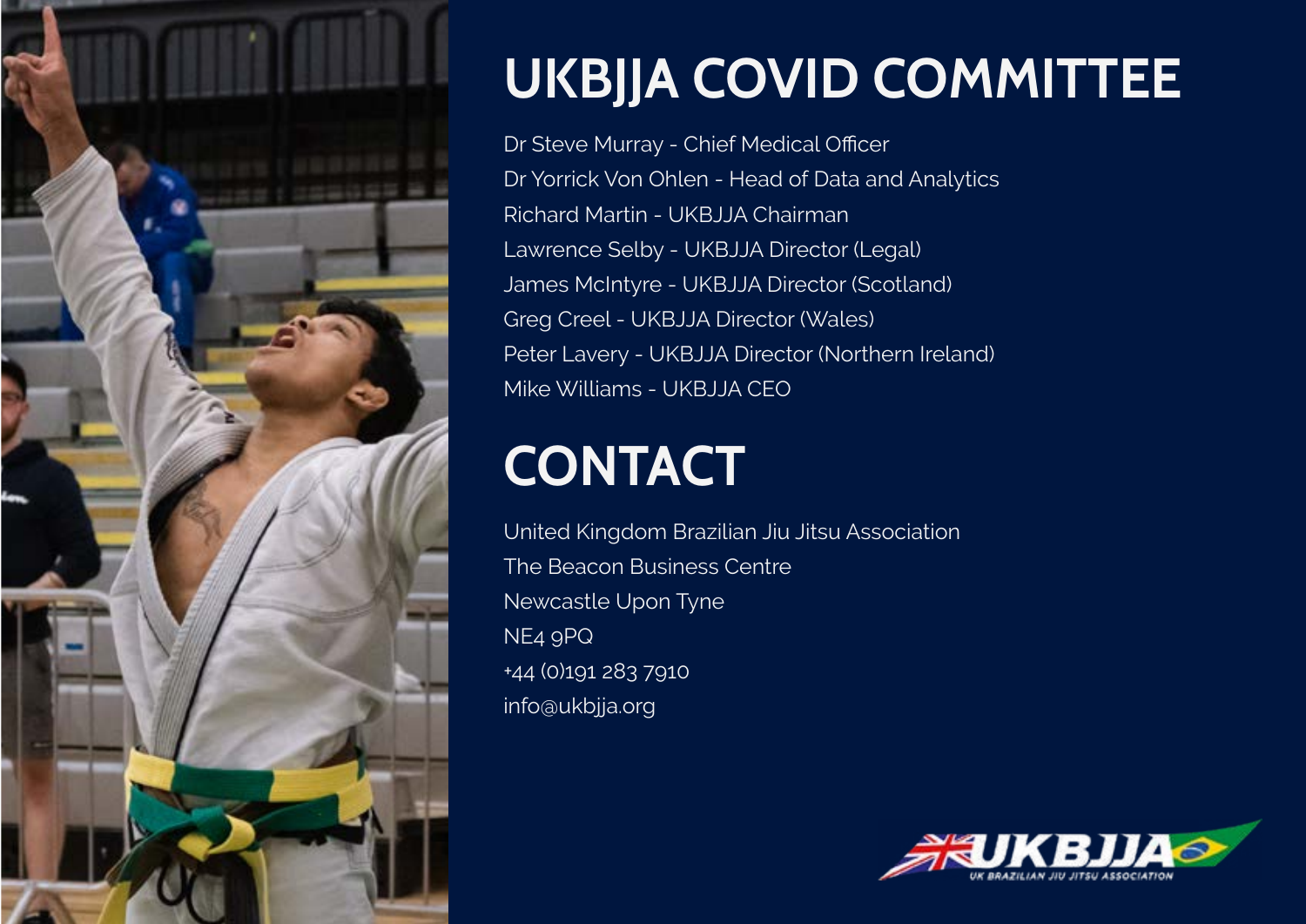# UKBJJA COVID COMMITTEE

Dr Steve Murray - Chief Medical Officer
Dr Yorrick Von Ohlen - Head of Data and Analytics
Richard Martin - UKBJJA Chairman
Lawrence Selby - UKBJJA Director (Legal)
James McIntyre - UKBJJA Director (Scotland)
Greg Creel - UKBJJA Director (Wales)
Peter Lavery - UKBJJA Director (Northern Ireland)
Mike Williams - UKBJJA CEO

# CONTACT

United Kingdom Brazilian Jiu Jitsu Association
The Beacon Business Centre
Newcastle Upon Tyne
NE4 9PQ
+44 (0)191 283 7910
info@ukbjja.org